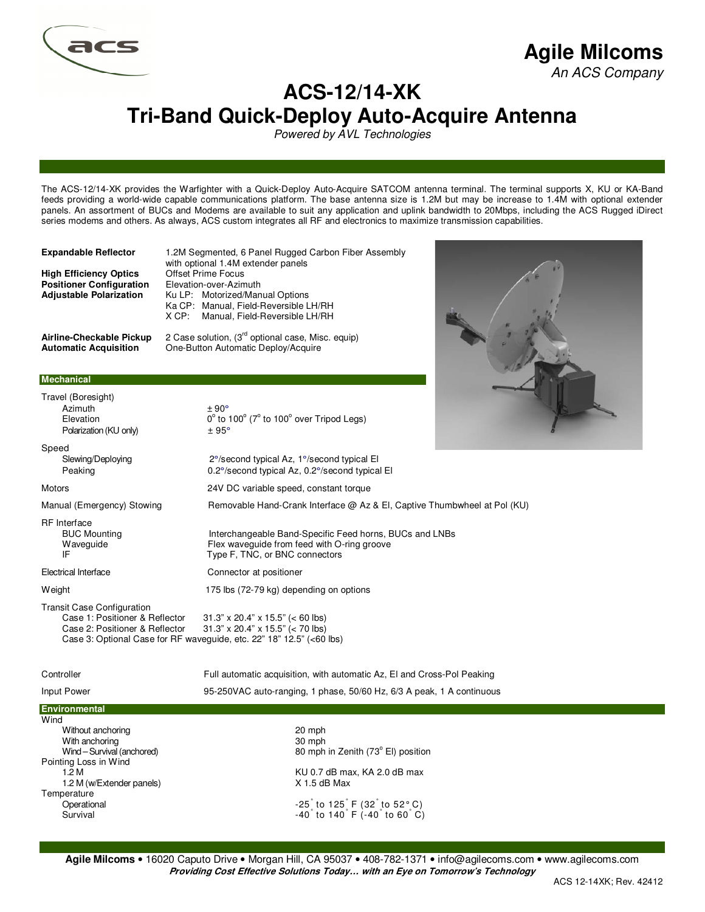# Agile Milcoms

*An ACS Company*

# ACS-12/14-XK
# Tri-Band Quick-Deploy Auto-Acquire Antenna

*Powered by AVL Technologies*

The ACS-12/14-XK provides the Warfighter with a Quick-Deploy Auto-Acquire SATCOM antenna terminal. The terminal supports X, KU or KA-Band feeds providing a world-wide capable communications platform. The base antenna size is 1.2M but may be increase to 1.4M with optional extender panels. An assortment of BUCs and Modems are available to suit any application and uplink bandwidth to 20Mbps, including the ACS Rugged iDirect series modems and others. As always, ACS custom integrates all RF and electronics to maximize transmission capabilities.

| | |
|---|---|
| **Expandable Reflector** | 1.2M Segmented, 6 Panel Rugged Carbon Fiber Assembly with optional 1.4M extender panels |
| **High Efficiency Optics** | Offset Prime Focus |
| **Positioner Configuration** | Elevation-over-Azimuth |
| **Adjustable Polarization** | Ku LP: Motorized/Manual Options<br>Ka CP: Manual, Field-Reversible LH/RH<br>X CP: Manual, Field-Reversible LH/RH |
| **Airline-Checkable Pickup** | 2 Case solution, (3rd optional case, Misc. equip) |
| **Automatic Acquisition** | One-Button Automatic Deploy/Acquire |

## Mechanical

| | |
|---|---|
| Travel (Boresight) | |
| Azimuth | ± 90° |
| Elevation | 0° to 100° (7° to 100° over Tripod Legs) |
| Polarization (KU only) | ± 95° |
| Speed | |
| Slewing/Deploying | 2°/second typical Az, 1°/second typical El |
| Peaking | 0.2°/second typical Az, 0.2°/second typical El |
| Motors | 24V DC variable speed, constant torque |
| Manual (Emergency) Stowing | Removable Hand-Crank Interface @ Az & El, Captive Thumbwheel at Pol (KU) |
| RF Interface | |
| BUC Mounting | Interchangeable Band-Specific Feed horns, BUCs and LNBs |
| Waveguide | Flex waveguide from feed with O-ring groove |
| IF | Type F, TNC, or BNC connectors |
| Electrical Interface | Connector at positioner |
| Weight | 175 lbs (72-79 kg) depending on options |
| Transit Case Configuration | |
| Case 1: Positioner & Reflector | 31.3" x 20.4" x 15.5" (< 60 lbs) |
| Case 2: Positioner & Reflector | 31.3" x 20.4" x 15.5" (< 70 lbs) |
| Case 3: Optional Case for RF waveguide, etc. | 22" 18" 12.5" (<60 lbs) |
| Controller | Full automatic acquisition, with automatic Az, El and Cross-Pol Peaking |
| Input Power | 95-250VAC auto-ranging, 1 phase, 50/60 Hz, 6/3 A peak, 1 A continuous |

## Environmental

| | |
|---|---|
| Wind | |
| Without anchoring | 20 mph |
| With anchoring | 30 mph |
| Wind – Survival (anchored) | 80 mph in Zenith (73° El) position |
| Pointing Loss in Wind | |
| 1.2 M | KU 0.7 dB max, KA 2.0 dB max |
| 1.2 M (w/Extender panels) | X 1.5 dB Max |
| Temperature | |
| Operational | -25° to 125° F (32° to 52° C) |
| Survival | -40° to 140° F (-40° to 60° C) |

**Agile Milcoms** • 16020 Caputo Drive • Morgan Hill, CA 95037 • 408-782-1371 • info@agilecoms.com • www.agilecoms.com

***Providing Cost Effective Solutions Today… with an Eye on Tomorrow's Technology***

ACS 12-14XK; Rev. 42412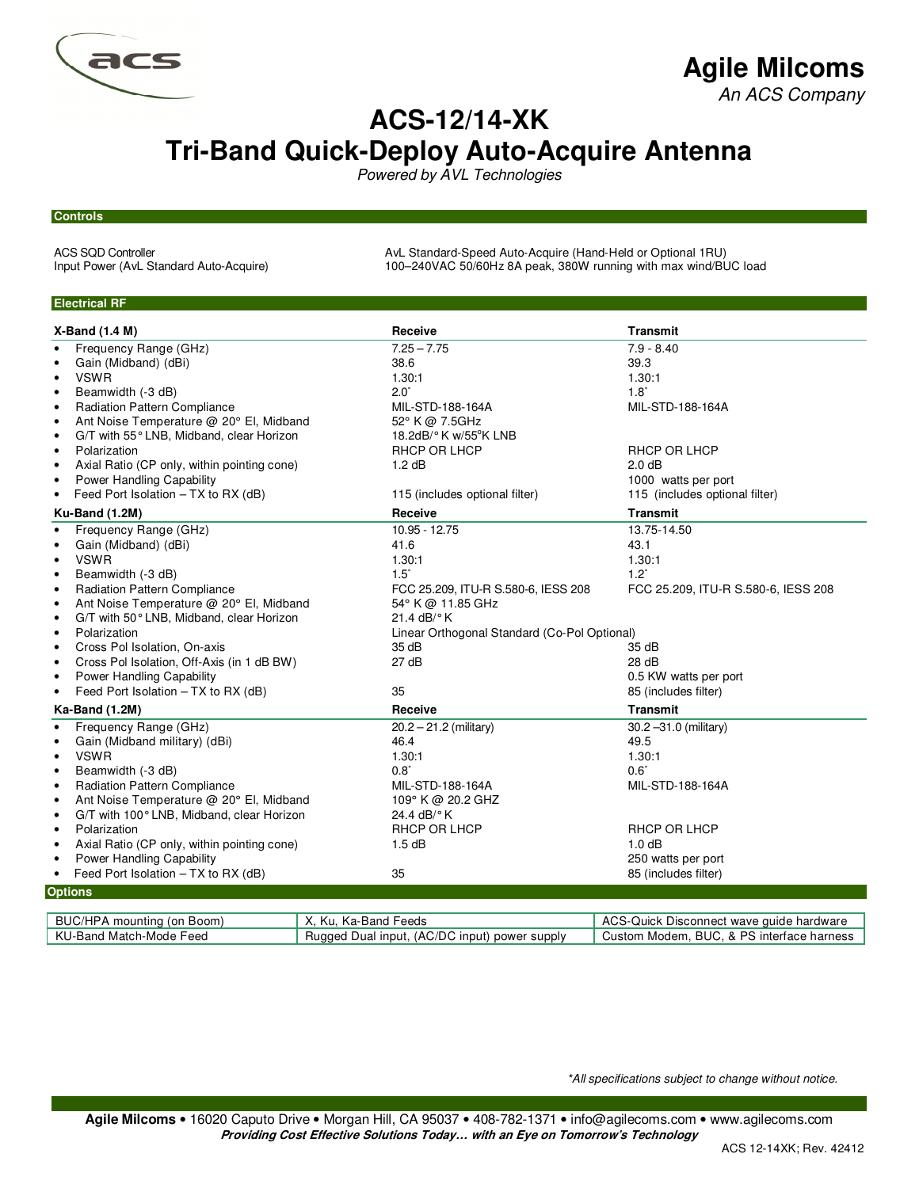# Agile Milcoms

*An ACS Company*

# ACS-12/14-XK
# Tri-Band Quick-Deploy Auto-Acquire Antenna

*Powered by AVL Technologies*

## Controls

| | |
|---|---|
| ACS SQD Controller | AvL Standard-Speed Auto-Acquire (Hand-Held or Optional 1RU) |
| Input Power (AvL Standard Auto-Acquire) | 100–240VAC 50/60Hz 8A peak, 380W running with max wind/BUC load |

## Electrical RF

| X-Band (1.4 M) | Receive | Transmit |
|---|---|---|
| • Frequency Range (GHz) | 7.25 – 7.75 | 7.9 - 8.40 |
| • Gain (Midband) (dBi) | 38.6 | 39.3 |
| • VSWR | 1.30:1 | 1.30:1 |
| • Beamwidth (-3 dB) | 2.0˚ | 1.8˚ |
| • Radiation Pattern Compliance | MIL-STD-188-164A | MIL-STD-188-164A |
| • Ant Noise Temperature @ 20° El, Midband | 52° K @ 7.5GHz | |
| • G/T with 55° LNB, Midband, clear Horizon | 18.2dB/° K w/55°K LNB | |
| • Polarization | RHCP OR LHCP | RHCP OR LHCP |
| • Axial Ratio (CP only, within pointing cone) | 1.2 dB | 2.0 dB |
| • Power Handling Capability | | 1000 watts per port |
| • Feed Port Isolation – TX to RX (dB) | 115 (includes optional filter) | 115 (includes optional filter) |

| Ku-Band (1.2M) | Receive | Transmit |
|---|---|---|
| • Frequency Range (GHz) | 10.95 - 12.75 | 13.75-14.50 |
| • Gain (Midband) (dBi) | 41.6 | 43.1 |
| • VSWR | 1.30:1 | 1.30:1 |
| • Beamwidth (-3 dB) | 1.5˚ | 1.2˚ |
| • Radiation Pattern Compliance | FCC 25.209, ITU-R S.580-6, IESS 208 | FCC 25.209, ITU-R S.580-6, IESS 208 |
| • Ant Noise Temperature @ 20° El, Midband | 54° K @ 11.85 GHz | |
| • G/T with 50° LNB, Midband, clear Horizon | 21.4 dB/° K | |
| • Polarization | Linear Orthogonal Standard (Co-Pol Optional) | |
| • Cross Pol Isolation, On-axis | 35 dB | 35 dB |
| • Cross Pol Isolation, Off-Axis (in 1 dB BW) | 27 dB | 28 dB |
| • Power Handling Capability | | 0.5 KW watts per port |
| • Feed Port Isolation – TX to RX (dB) | 35 | 85 (includes filter) |

| Ka-Band (1.2M) | Receive | Transmit |
|---|---|---|
| • Frequency Range (GHz) | 20.2 – 21.2 (military) | 30.2 –31.0 (military) |
| • Gain (Midband military) (dBi) | 46.4 | 49.5 |
| • VSWR | 1.30:1 | 1.30:1 |
| • Beamwidth (-3 dB) | 0.8˚ | 0.6˚ |
| • Radiation Pattern Compliance | MIL-STD-188-164A | MIL-STD-188-164A |
| • Ant Noise Temperature @ 20° El, Midband | 109° K @ 20.2 GHZ | |
| • G/T with 100° LNB, Midband, clear Horizon | 24.4 dB/° K | |
| • Polarization | RHCP OR LHCP | RHCP OR LHCP |
| • Axial Ratio (CP only, within pointing cone) | 1.5 dB | 1.0 dB |
| • Power Handling Capability | | 250 watts per port |
| • Feed Port Isolation – TX to RX (dB) | 35 | 85 (includes filter) |

## Options

| | | |
|---|---|---|
| BUC/HPA mounting (on Boom) | X, Ku, Ka-Band Feeds | ACS-Quick Disconnect wave guide hardware |
| KU-Band Match-Mode Feed | Rugged Dual input, (AC/DC input) power supply | Custom Modem, BUC, & PS interface harness |

*\*All specifications subject to change without notice.*

**Agile Milcoms** • 16020 Caputo Drive • Morgan Hill, CA 95037 • 408-782-1371 • info@agilecoms.com • www.agilecoms.com

***Providing Cost Effective Solutions Today… with an Eye on Tomorrow's Technology***

ACS 12-14XK; Rev. 42412